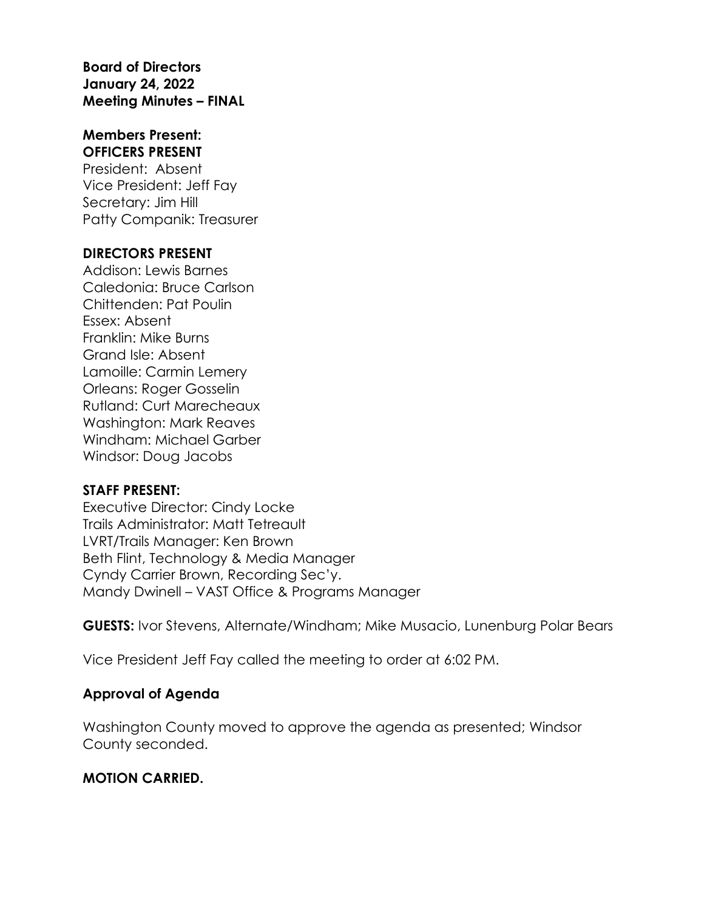**Board of Directors**
**January 24, 2022**
**Meeting Minutes – FINAL**

**Members Present:**
**OFFICERS PRESENT**
President: Absent
Vice President: Jeff Fay
Secretary: Jim Hill
Patty Companik: Treasurer

**DIRECTORS PRESENT**
Addison: Lewis Barnes
Caledonia: Bruce Carlson
Chittenden: Pat Poulin
Essex: Absent
Franklin: Mike Burns
Grand Isle: Absent
Lamoille: Carmin Lemery
Orleans: Roger Gosselin
Rutland: Curt Marecheaux
Washington: Mark Reaves
Windham: Michael Garber
Windsor: Doug Jacobs

**STAFF PRESENT:**
Executive Director: Cindy Locke
Trails Administrator: Matt Tetreault
LVRT/Trails Manager: Ken Brown
Beth Flint, Technology & Media Manager
Cyndy Carrier Brown, Recording Sec'y.
Mandy Dwinell – VAST Office & Programs Manager

**GUESTS:** Ivor Stevens, Alternate/Windham; Mike Musacio, Lunenburg Polar Bears

Vice President Jeff Fay called the meeting to order at 6:02 PM.

**Approval of Agenda**

Washington County moved to approve the agenda as presented; Windsor County seconded.

**MOTION CARRIED.**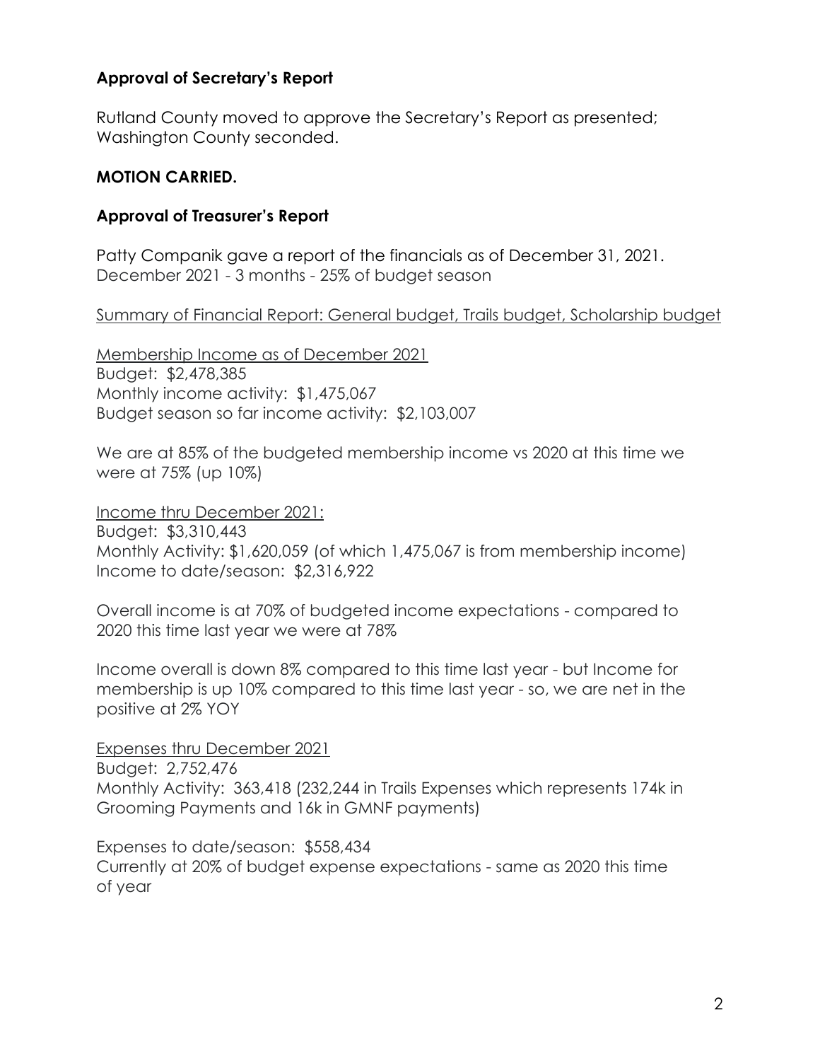### Approval of Secretary's Report

Rutland County moved to approve the Secretary's Report as presented; Washington County seconded.

**MOTION CARRIED.**

### Approval of Treasurer's Report

Patty Companik gave a report of the financials as of December 31, 2021.
December 2021 - 3 months - 25% of budget season

<u>Summary of Financial Report: General budget, Trails budget, Scholarship budget</u>

<u>Membership Income as of December 2021</u>
Budget: $2,478,385
Monthly income activity: $1,475,067
Budget season so far income activity: $2,103,007

We are at 85% of the budgeted membership income vs 2020 at this time we were at 75% (up 10%)

<u>Income thru December 2021:</u>
Budget: $3,310,443
Monthly Activity: $1,620,059 (of which 1,475,067 is from membership income)
Income to date/season: $2,316,922

Overall income is at 70% of budgeted income expectations - compared to 2020 this time last year we were at 78%

Income overall is down 8% compared to this time last year - but Income for membership is up 10% compared to this time last year - so, we are net in the positive at 2% YOY

<u>Expenses thru December 2021</u>
Budget: 2,752,476
Monthly Activity: 363,418 (232,244 in Trails Expenses which represents 174k in Grooming Payments and 16k in GMNF payments)

Expenses to date/season: $558,434
Currently at 20% of budget expense expectations - same as 2020 this time of year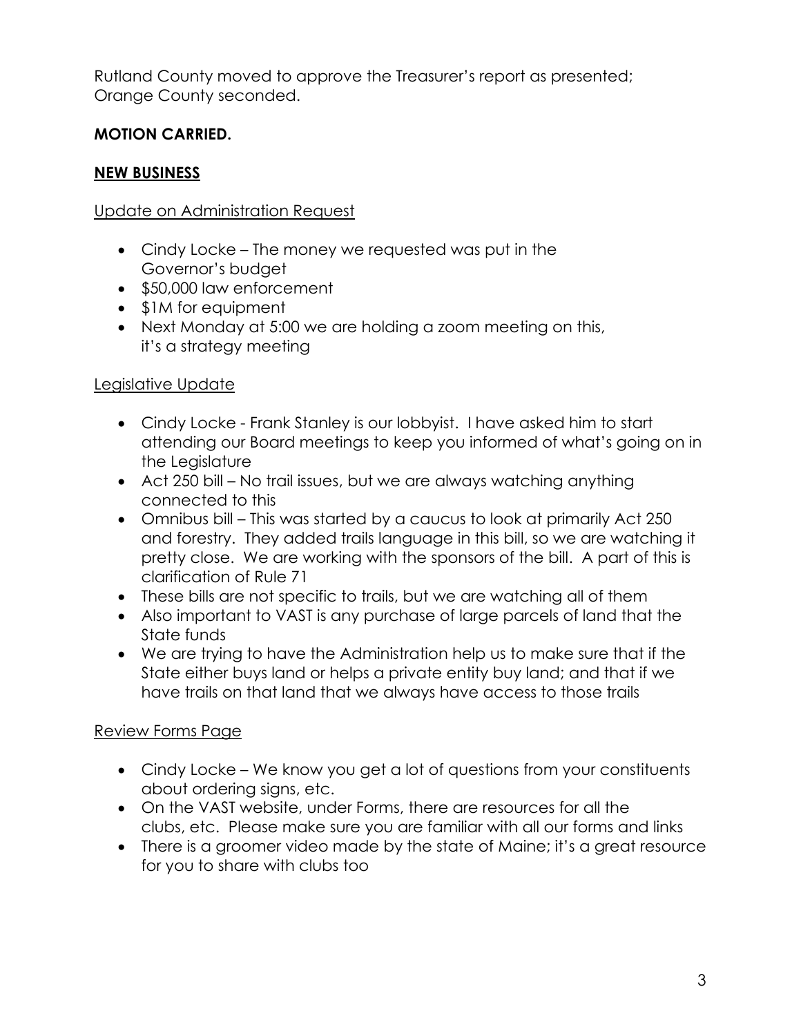Rutland County moved to approve the Treasurer's report as presented; Orange County seconded.

**MOTION CARRIED.**

## NEW BUSINESS

### Update on Administration Request

- Cindy Locke – The money we requested was put in the Governor's budget
- $50,000 law enforcement
- $1M for equipment
- Next Monday at 5:00 we are holding a zoom meeting on this, it's a strategy meeting

### Legislative Update

- Cindy Locke - Frank Stanley is our lobbyist. I have asked him to start attending our Board meetings to keep you informed of what's going on in the Legislature
- Act 250 bill – No trail issues, but we are always watching anything connected to this
- Omnibus bill – This was started by a caucus to look at primarily Act 250 and forestry. They added trails language in this bill, so we are watching it pretty close. We are working with the sponsors of the bill. A part of this is clarification of Rule 71
- These bills are not specific to trails, but we are watching all of them
- Also important to VAST is any purchase of large parcels of land that the State funds
- We are trying to have the Administration help us to make sure that if the State either buys land or helps a private entity buy land; and that if we have trails on that land that we always have access to those trails

### Review Forms Page

- Cindy Locke – We know you get a lot of questions from your constituents about ordering signs, etc.
- On the VAST website, under Forms, there are resources for all the clubs, etc. Please make sure you are familiar with all our forms and links
- There is a groomer video made by the state of Maine; it's a great resource for you to share with clubs too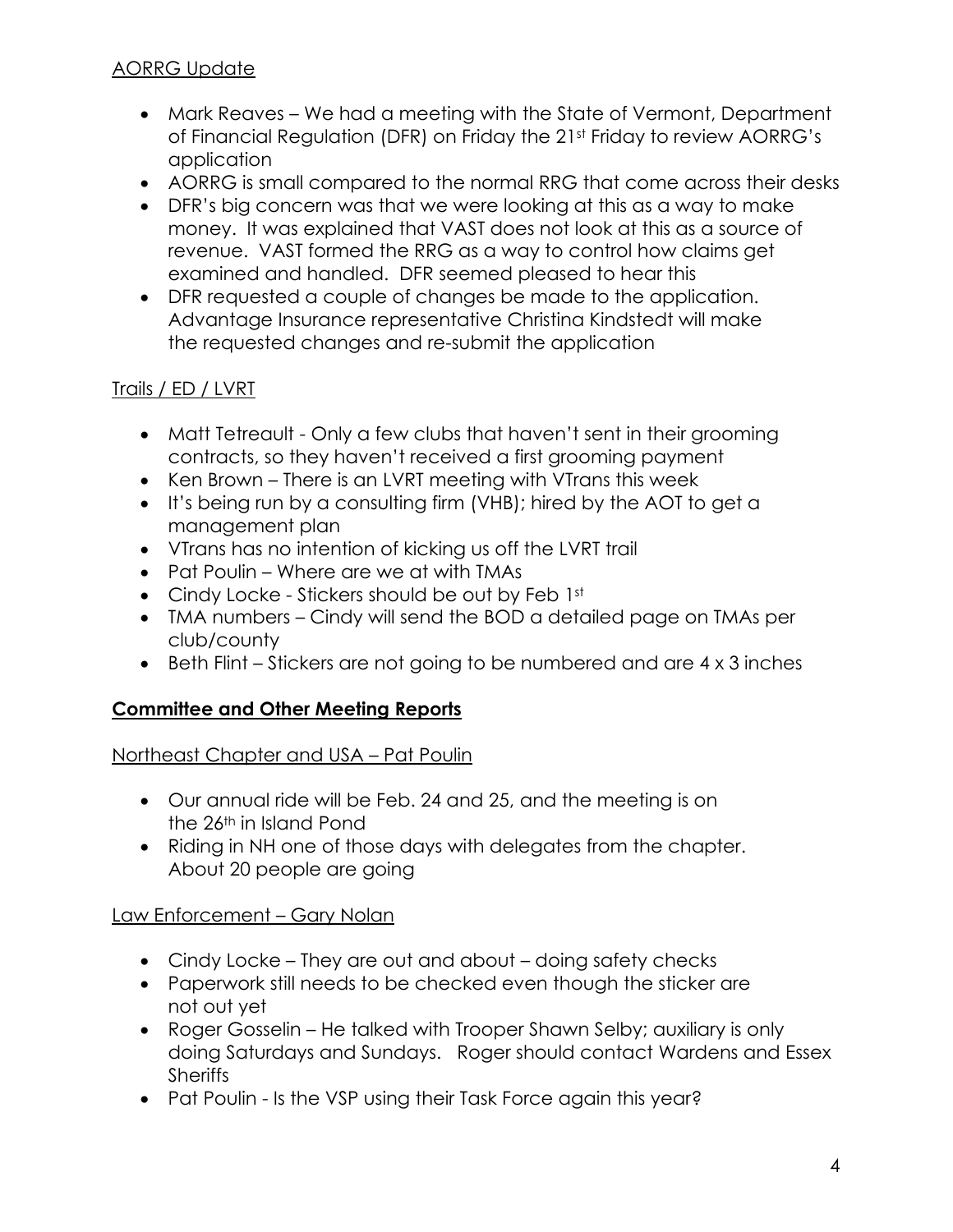AORRG Update

- Mark Reaves – We had a meeting with the State of Vermont, Department of Financial Regulation (DFR) on Friday the 21st Friday to review AORRG's application
- AORRG is small compared to the normal RRG that come across their desks
- DFR's big concern was that we were looking at this as a way to make money. It was explained that VAST does not look at this as a source of revenue. VAST formed the RRG as a way to control how claims get examined and handled. DFR seemed pleased to hear this
- DFR requested a couple of changes be made to the application. Advantage Insurance representative Christina Kindstedt will make the requested changes and re-submit the application

Trails / ED / LVRT

- Matt Tetreault - Only a few clubs that haven't sent in their grooming contracts, so they haven't received a first grooming payment
- Ken Brown – There is an LVRT meeting with VTrans this week
- It's being run by a consulting firm (VHB); hired by the AOT to get a management plan
- VTrans has no intention of kicking us off the LVRT trail
- Pat Poulin – Where are we at with TMAs
- Cindy Locke - Stickers should be out by Feb 1st
- TMA numbers – Cindy will send the BOD a detailed page on TMAs per club/county
- Beth Flint – Stickers are not going to be numbered and are 4 x 3 inches

## Committee and Other Meeting Reports

Northeast Chapter and USA – Pat Poulin

- Our annual ride will be Feb. 24 and 25, and the meeting is on the 26th in Island Pond
- Riding in NH one of those days with delegates from the chapter. About 20 people are going

Law Enforcement – Gary Nolan

- Cindy Locke – They are out and about – doing safety checks
- Paperwork still needs to be checked even though the sticker are not out yet
- Roger Gosselin – He talked with Trooper Shawn Selby; auxiliary is only doing Saturdays and Sundays. Roger should contact Wardens and Essex Sheriffs
- Pat Poulin - Is the VSP using their Task Force again this year?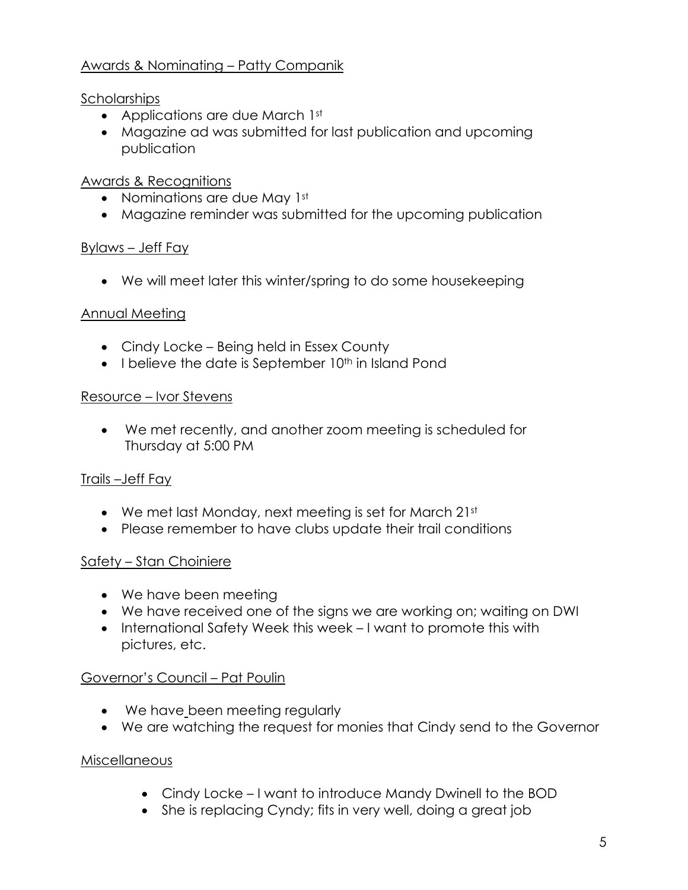Awards & Nominating – Patty Companik

Scholarships

- Applications are due March 1st
- Magazine ad was submitted for last publication and upcoming publication

Awards & Recognitions

- Nominations are due May 1st
- Magazine reminder was submitted for the upcoming publication

Bylaws – Jeff Fay

- We will meet later this winter/spring to do some housekeeping

Annual Meeting

- Cindy Locke – Being held in Essex County
- I believe the date is September 10th in Island Pond

Resource – Ivor Stevens

- We met recently, and another zoom meeting is scheduled for Thursday at 5:00 PM

Trails –Jeff Fay

- We met last Monday, next meeting is set for March 21st
- Please remember to have clubs update their trail conditions

Safety – Stan Choiniere

- We have been meeting
- We have received one of the signs we are working on; waiting on DWI
- International Safety Week this week – I want to promote this with pictures, etc.

Governor's Council – Pat Poulin

- We have been meeting regularly
- We are watching the request for monies that Cindy send to the Governor

Miscellaneous

- Cindy Locke – I want to introduce Mandy Dwinell to the BOD
- She is replacing Cyndy; fits in very well, doing a great job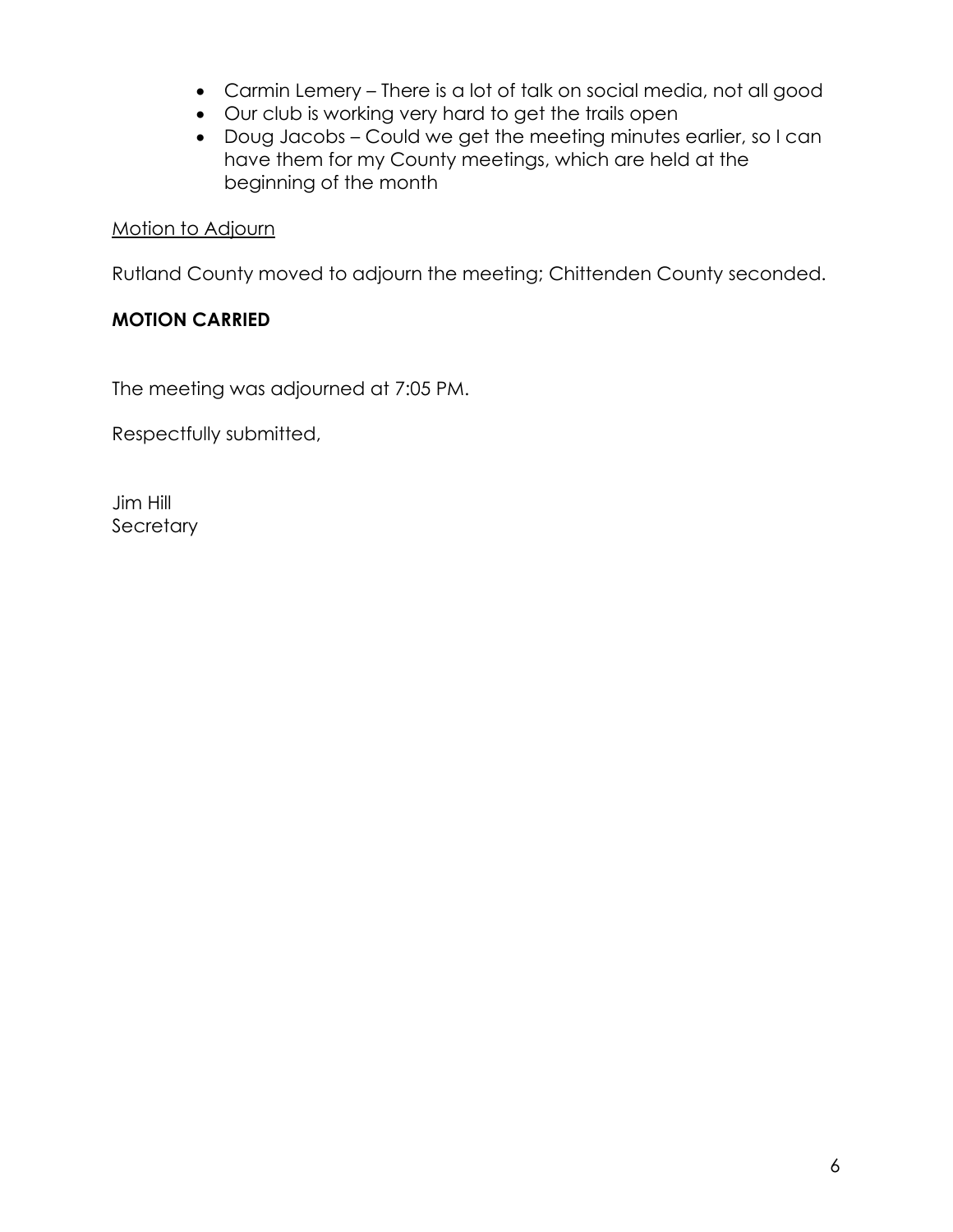- Carmin Lemery – There is a lot of talk on social media, not all good
- Our club is working very hard to get the trails open
- Doug Jacobs – Could we get the meeting minutes earlier, so I can have them for my County meetings, which are held at the beginning of the month

Motion to Adjourn

Rutland County moved to adjourn the meeting; Chittenden County seconded.

**MOTION CARRIED**

The meeting was adjourned at 7:05 PM.

Respectfully submitted,

Jim Hill
Secretary